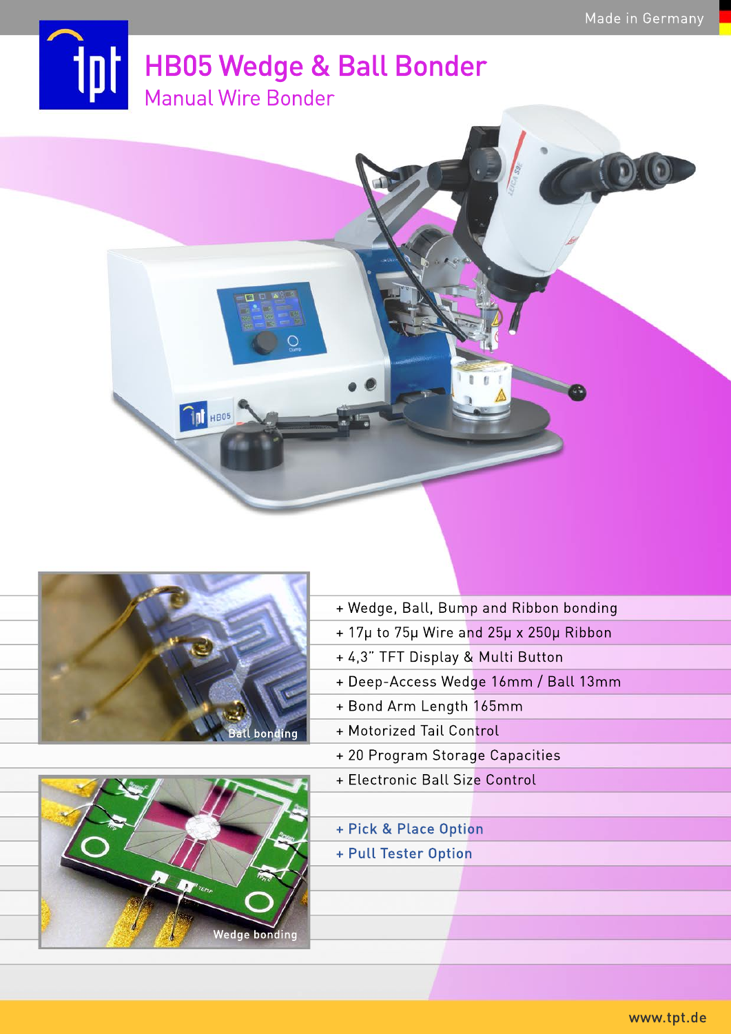Made in Germany

# HB05 Wedge & Ball Bonder

## Manual Wire Bonder

Ball bonding

Wedge bonding

- + Wedge, Ball, Bump and Ribbon bonding
- + 17µ to 75µ Wire and 25µ x 250µ Ribbon
- + 4,3" TFT Display & Multi Button
- + Deep-Access Wedge 16mm / Ball 13mm
- + Bond Arm Length 165mm
- + Motorized Tail Control
- + 20 Program Storage Capacities
- + Electronic Ball Size Control

- + Pick & Place Option
- + Pull Tester Option

www.tpt.de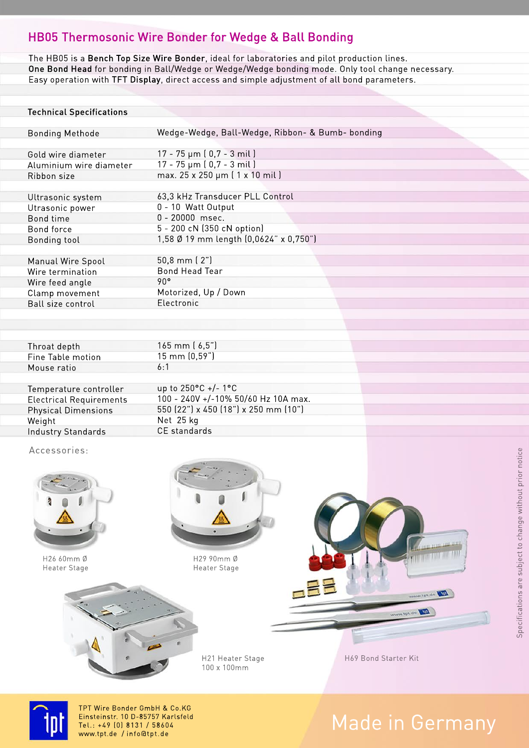## HB05 Thermosonic Wire Bonder for Wedge & Ball Bonding

The HB05 is a **Bench Top Size Wire Bonder**, ideal for laboratories and pilot production lines.
**One Bond Head** for bonding in Ball/Wedge or Wedge/Wedge bonding mode. Only tool change necessary.
Easy operation with **TFT Display**, direct access and simple adjustment of all bond parameters.

### Technical Specifications

| | |
|---|---|
| Bonding Methode | Wedge-Wedge, Ball-Wedge, Ribbon- & Bumb- bonding |
| Gold wire diameter | 17 - 75 µm ( 0,7 - 3 mil ) |
| Aluminium wire diameter | 17 - 75 µm ( 0,7 - 3 mil ) |
| Ribbon size | max. 25 x 250 µm ( 1 x 10 mil ) |
| Ultrasonic system | 63,3 kHz Transducer PLL Control |
| Utrasonic power | 0 - 10 Watt Output |
| Bond time | 0 - 20000 msec. |
| Bond force | 5 - 200 cN (350 cN option) |
| Bonding tool | 1,58 Ø 19 mm length (0,0624" x 0,750") |
| Manual Wire Spool | 50,8 mm ( 2") |
| Wire termination | Bond Head Tear |
| Wire feed angle | 90° |
| Clamp movement | Motorized, Up / Down |
| Ball size control | Electronic |
| Throat depth | 165 mm ( 6,5") |
| Fine Table motion | 15 mm (0,59") |
| Mouse ratio | 6:1 |
| Temperature controller | up to 250°C +/- 1°C |
| Electrical Requirements | 100 - 240V +/-10% 50/60 Hz 10A max. |
| Physical Dimensions | 550 (22") x 450 (18") x 250 mm (10") |
| Weight | Net 25 kg |
| Industry Standards | CE standards |

Accessories:

H26 60mm Ø
Heater Stage

H29 90mm Ø
Heater Stage

H21 Heater Stage
100 x 100mm

H69 Bond Starter Kit

Specifications are subject to change without prior notice

TPT Wire Bonder GmbH & Co.KG
Einsteinstr. 10 D-85757 Karlsfeld
Tel.: +49 (0) 8131 / 58604
www.tpt.de / info@tpt.de

Made in Germany